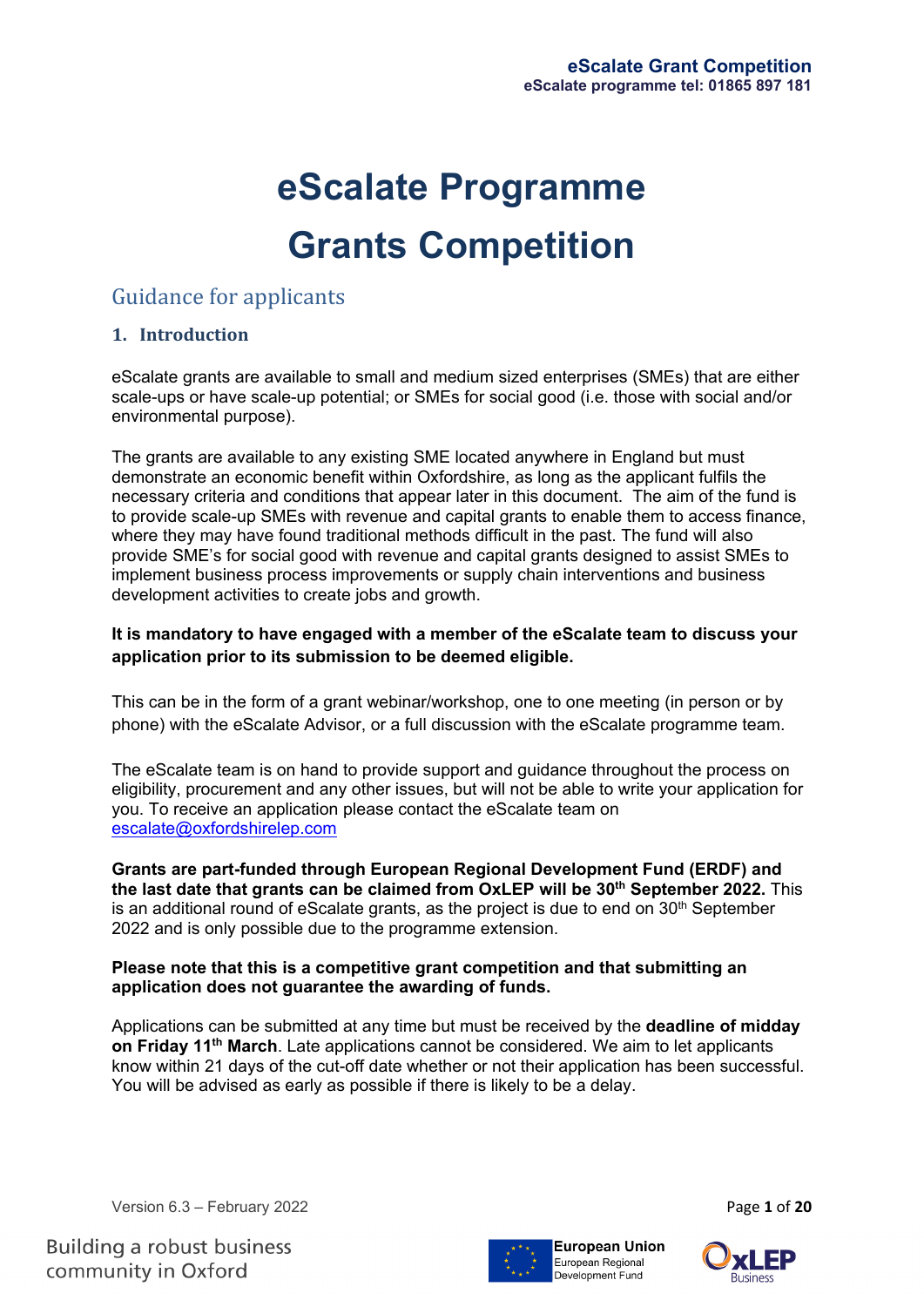# eScalate Programme Grants Competition

## Guidance for applicants

### 1. Introduction

eScalate grants are available to small and medium sized enterprises (SMEs) that are either scale-ups or have scale-up potential; or SMEs for social good (i.e. those with social and/or environmental purpose).

The grants are available to any existing SME located anywhere in England but must demonstrate an economic benefit within Oxfordshire, as long as the applicant fulfils the necessary criteria and conditions that appear later in this document. The aim of the fund is to provide scale-up SMEs with revenue and capital grants to enable them to access finance, where they may have found traditional methods difficult in the past. The fund will also provide SME's for social good with revenue and capital grants designed to assist SMEs to implement business process improvements or supply chain interventions and business development activities to create jobs and growth.

**It is mandatory to have engaged with a member of the eScalate team to discuss your application prior to its submission to be deemed eligible.**

This can be in the form of a grant webinar/workshop, one to one meeting (in person or by phone) with the eScalate Advisor, or a full discussion with the eScalate programme team.

The eScalate team is on hand to provide support and guidance throughout the process on eligibility, procurement and any other issues, but will not be able to write your application for you. To receive an application please contact the eScalate team on escalate@oxfordshirelep.com

**Grants are part-funded through European Regional Development Fund (ERDF) and the last date that grants can be claimed from OxLEP will be 30th September 2022.** This is an additional round of eScalate grants, as the project is due to end on 30th September 2022 and is only possible due to the programme extension.

**Please note that this is a competitive grant competition and that submitting an application does not guarantee the awarding of funds.**

Applications can be submitted at any time but must be received by the **deadline of midday on Friday 11th March**. Late applications cannot be considered. We aim to let applicants know within 21 days of the cut-off date whether or not their application has been successful. You will be advised as early as possible if there is likely to be a delay.

Version 6.3 – February 2022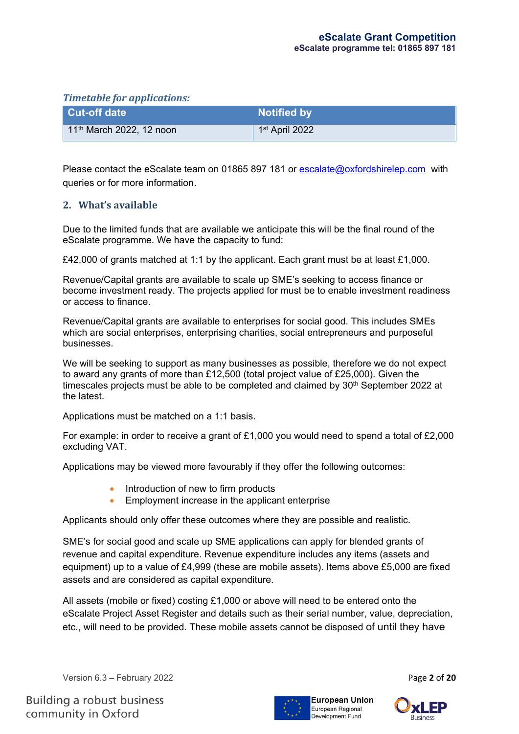*Timetable for applications:*

| Cut-off date | Notified by |
| --- | --- |
| 11th March 2022, 12 noon | 1st April 2022 |

Please contact the eScalate team on 01865 897 181 or escalate@oxfordshirelep.com with queries or for more information.

## 2. What's available

Due to the limited funds that are available we anticipate this will be the final round of the eScalate programme. We have the capacity to fund:

£42,000 of grants matched at 1:1 by the applicant. Each grant must be at least £1,000.

Revenue/Capital grants are available to scale up SME's seeking to access finance or become investment ready. The projects applied for must be to enable investment readiness or access to finance.

Revenue/Capital grants are available to enterprises for social good. This includes SMEs which are social enterprises, enterprising charities, social entrepreneurs and purposeful businesses.

We will be seeking to support as many businesses as possible, therefore we do not expect to award any grants of more than £12,500 (total project value of £25,000). Given the timescales projects must be able to be completed and claimed by 30th September 2022 at the latest.

Applications must be matched on a 1:1 basis.

For example: in order to receive a grant of £1,000 you would need to spend a total of £2,000 excluding VAT.

Applications may be viewed more favourably if they offer the following outcomes:

- Introduction of new to firm products
- Employment increase in the applicant enterprise

Applicants should only offer these outcomes where they are possible and realistic.

SME's for social good and scale up SME applications can apply for blended grants of revenue and capital expenditure. Revenue expenditure includes any items (assets and equipment) up to a value of £4,999 (these are mobile assets). Items above £5,000 are fixed assets and are considered as capital expenditure.

All assets (mobile or fixed) costing £1,000 or above will need to be entered onto the eScalate Project Asset Register and details such as their serial number, value, depreciation, etc., will need to be provided. These mobile assets cannot be disposed of until they have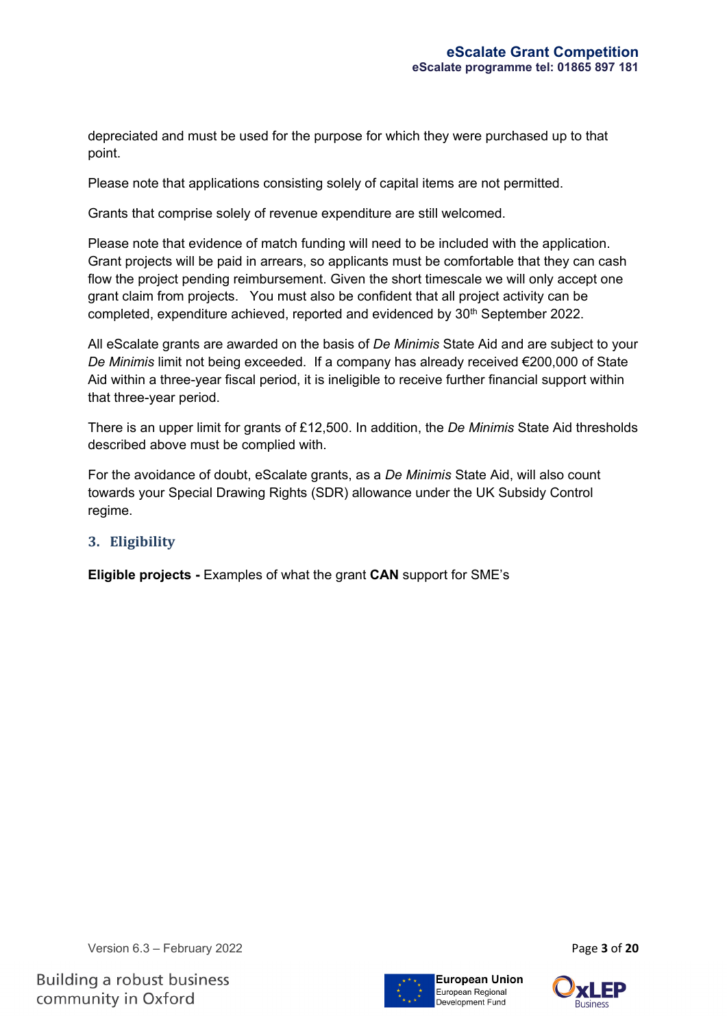depreciated and must be used for the purpose for which they were purchased up to that point.

Please note that applications consisting solely of capital items are not permitted.

Grants that comprise solely of revenue expenditure are still welcomed.

Please note that evidence of match funding will need to be included with the application. Grant projects will be paid in arrears, so applicants must be comfortable that they can cash flow the project pending reimbursement. Given the short timescale we will only accept one grant claim from projects. You must also be confident that all project activity can be completed, expenditure achieved, reported and evidenced by 30th September 2022.

All eScalate grants are awarded on the basis of *De Minimis* State Aid and are subject to your *De Minimis* limit not being exceeded. If a company has already received €200,000 of State Aid within a three-year fiscal period, it is ineligible to receive further financial support within that three-year period.

There is an upper limit for grants of £12,500. In addition, the *De Minimis* State Aid thresholds described above must be complied with.

For the avoidance of doubt, eScalate grants, as a *De Minimis* State Aid, will also count towards your Special Drawing Rights (SDR) allowance under the UK Subsidy Control regime.

## 3. Eligibility

**Eligible projects -** Examples of what the grant **CAN** support for SME's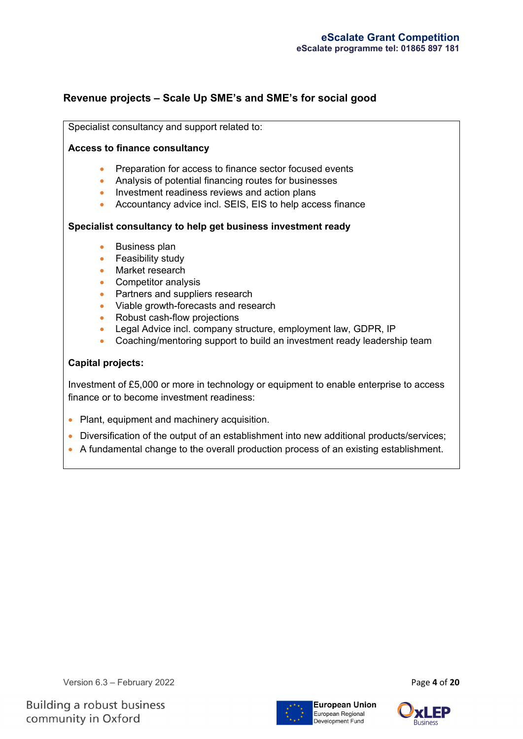## Revenue projects – Scale Up SME's and SME's for social good

Specialist consultancy and support related to:

**Access to finance consultancy**

- Preparation for access to finance sector focused events
- Analysis of potential financing routes for businesses
- Investment readiness reviews and action plans
- Accountancy advice incl. SEIS, EIS to help access finance

**Specialist consultancy to help get business investment ready**

- Business plan
- Feasibility study
- Market research
- Competitor analysis
- Partners and suppliers research
- Viable growth-forecasts and research
- Robust cash-flow projections
- Legal Advice incl. company structure, employment law, GDPR, IP
- Coaching/mentoring support to build an investment ready leadership team

**Capital projects:**

Investment of £5,000 or more in technology or equipment to enable enterprise to access finance or to become investment readiness:

- Plant, equipment and machinery acquisition.
- Diversification of the output of an establishment into new additional products/services;
- A fundamental change to the overall production process of an existing establishment.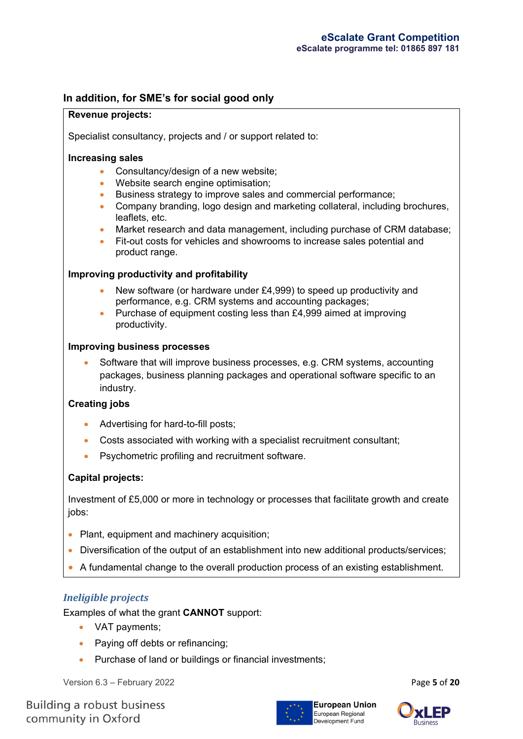### In addition, for SME's for social good only

**Revenue projects:**

Specialist consultancy, projects and / or support related to:

**Increasing sales**

- Consultancy/design of a new website;
- Website search engine optimisation;
- Business strategy to improve sales and commercial performance;
- Company branding, logo design and marketing collateral, including brochures, leaflets, etc.
- Market research and data management, including purchase of CRM database;
- Fit-out costs for vehicles and showrooms to increase sales potential and product range.

**Improving productivity and profitability**

- New software (or hardware under £4,999) to speed up productivity and performance, e.g. CRM systems and accounting packages;
- Purchase of equipment costing less than £4,999 aimed at improving productivity.

**Improving business processes**

- Software that will improve business processes, e.g. CRM systems, accounting packages, business planning packages and operational software specific to an industry.

**Creating jobs**

- Advertising for hard-to-fill posts;
- Costs associated with working with a specialist recruitment consultant;
- Psychometric profiling and recruitment software.

**Capital projects:**

Investment of £5,000 or more in technology or processes that facilitate growth and create jobs:

- Plant, equipment and machinery acquisition;
- Diversification of the output of an establishment into new additional products/services;
- A fundamental change to the overall production process of an existing establishment.

### *Ineligible projects*

Examples of what the grant **CANNOT** support:

- VAT payments;
- Paying off debts or refinancing;
- Purchase of land or buildings or financial investments;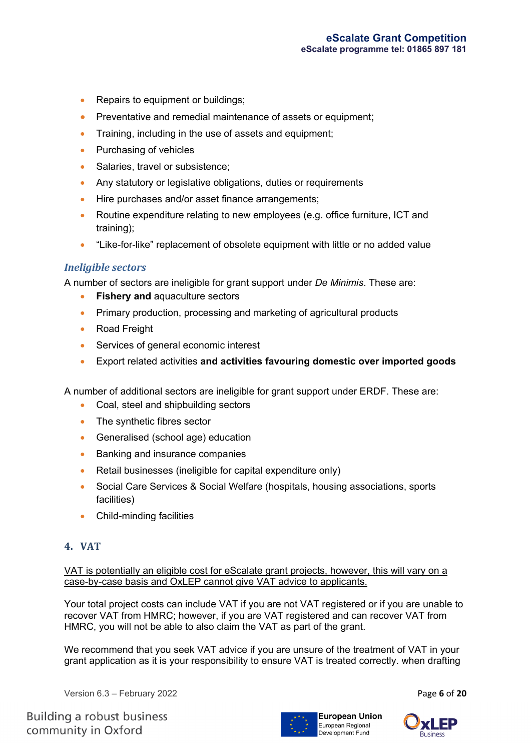- Repairs to equipment or buildings;
- Preventative and remedial maintenance of assets or equipment;
- Training, including in the use of assets and equipment;
- Purchasing of vehicles
- Salaries, travel or subsistence;
- Any statutory or legislative obligations, duties or requirements
- Hire purchases and/or asset finance arrangements;
- Routine expenditure relating to new employees (e.g. office furniture, ICT and training);
- "Like-for-like" replacement of obsolete equipment with little or no added value

### *Ineligible sectors*

A number of sectors are ineligible for grant support under *De Minimis*. These are:

- **Fishery and** aquaculture sectors
- Primary production, processing and marketing of agricultural products
- Road Freight
- Services of general economic interest
- Export related activities **and activities favouring domestic over imported goods**

A number of additional sectors are ineligible for grant support under ERDF. These are:

- Coal, steel and shipbuilding sectors
- The synthetic fibres sector
- Generalised (school age) education
- Banking and insurance companies
- Retail businesses (ineligible for capital expenditure only)
- Social Care Services & Social Welfare (hospitals, housing associations, sports facilities)
- Child-minding facilities

## 4. VAT

<u>VAT is potentially an eligible cost for eScalate grant projects, however, this will vary on a case-by-case basis and OxLEP cannot give VAT advice to applicants.</u>

Your total project costs can include VAT if you are not VAT registered or if you are unable to recover VAT from HMRC; however, if you are VAT registered and can recover VAT from HMRC, you will not be able to also claim the VAT as part of the grant.

We recommend that you seek VAT advice if you are unsure of the treatment of VAT in your grant application as it is your responsibility to ensure VAT is treated correctly. when drafting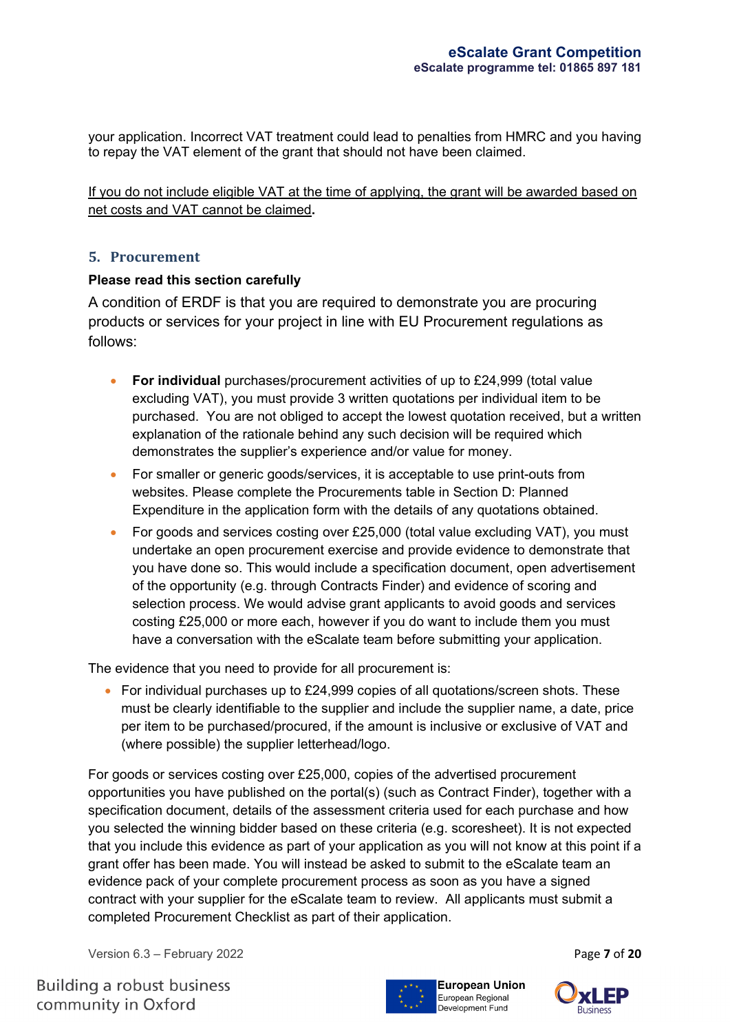your application. Incorrect VAT treatment could lead to penalties from HMRC and you having to repay the VAT element of the grant that should not have been claimed.

<u>If you do not include eligible VAT at the time of applying, the grant will be awarded based on net costs and VAT cannot be claimed</u>**.**

## 5. Procurement

**Please read this section carefully**

A condition of ERDF is that you are required to demonstrate you are procuring products or services for your project in line with EU Procurement regulations as follows:

- **For individual** purchases/procurement activities of up to £24,999 (total value excluding VAT), you must provide 3 written quotations per individual item to be purchased. You are not obliged to accept the lowest quotation received, but a written explanation of the rationale behind any such decision will be required which demonstrates the supplier's experience and/or value for money.
- For smaller or generic goods/services, it is acceptable to use print-outs from websites. Please complete the Procurements table in Section D: Planned Expenditure in the application form with the details of any quotations obtained.
- For goods and services costing over £25,000 (total value excluding VAT), you must undertake an open procurement exercise and provide evidence to demonstrate that you have done so. This would include a specification document, open advertisement of the opportunity (e.g. through Contracts Finder) and evidence of scoring and selection process. We would advise grant applicants to avoid goods and services costing £25,000 or more each, however if you do want to include them you must have a conversation with the eScalate team before submitting your application.

The evidence that you need to provide for all procurement is:

- For individual purchases up to £24,999 copies of all quotations/screen shots. These must be clearly identifiable to the supplier and include the supplier name, a date, price per item to be purchased/procured, if the amount is inclusive or exclusive of VAT and (where possible) the supplier letterhead/logo.

For goods or services costing over £25,000, copies of the advertised procurement opportunities you have published on the portal(s) (such as Contract Finder), together with a specification document, details of the assessment criteria used for each purchase and how you selected the winning bidder based on these criteria (e.g. scoresheet). It is not expected that you include this evidence as part of your application as you will not know at this point if a grant offer has been made. You will instead be asked to submit to the eScalate team an evidence pack of your complete procurement process as soon as you have a signed contract with your supplier for the eScalate team to review. All applicants must submit a completed Procurement Checklist as part of their application.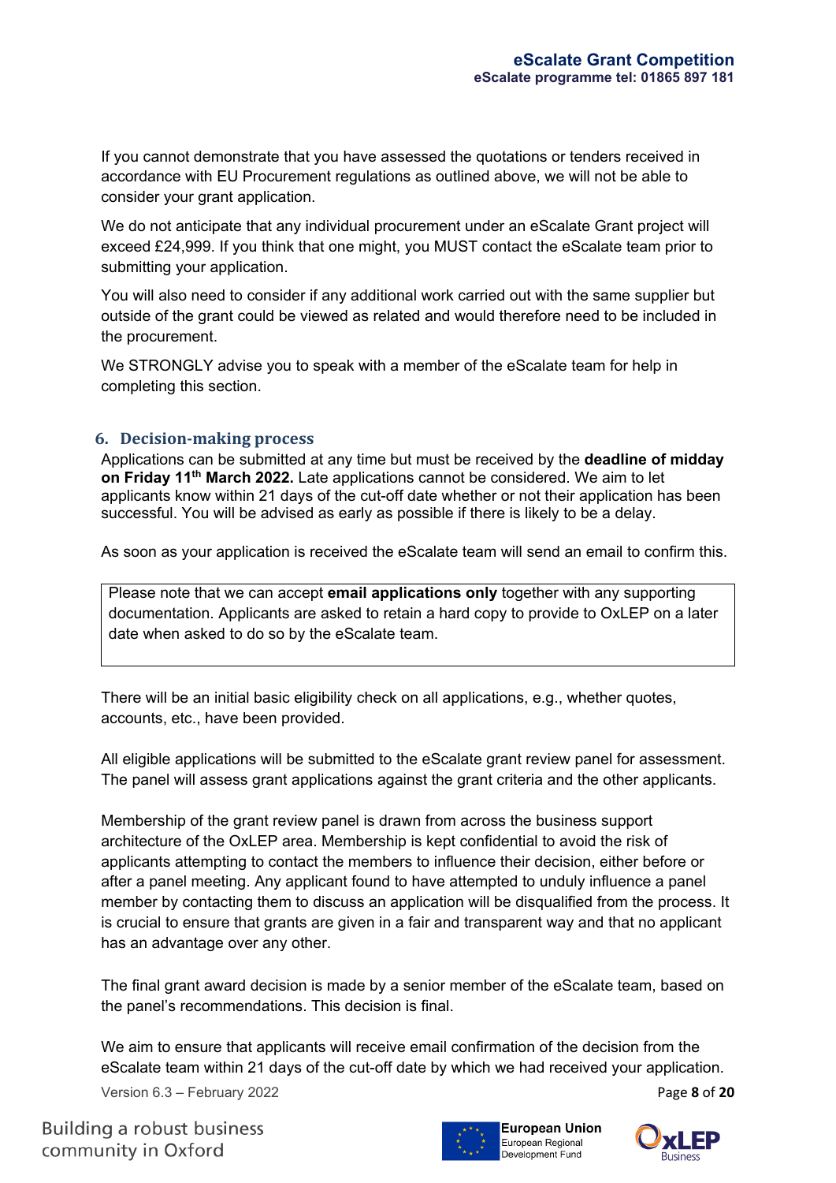If you cannot demonstrate that you have assessed the quotations or tenders received in accordance with EU Procurement regulations as outlined above, we will not be able to consider your grant application.

We do not anticipate that any individual procurement under an eScalate Grant project will exceed £24,999. If you think that one might, you MUST contact the eScalate team prior to submitting your application.

You will also need to consider if any additional work carried out with the same supplier but outside of the grant could be viewed as related and would therefore need to be included in the procurement.

We STRONGLY advise you to speak with a member of the eScalate team for help in completing this section.

## 6. Decision-making process

Applications can be submitted at any time but must be received by the **deadline of midday on Friday 11th March 2022.** Late applications cannot be considered. We aim to let applicants know within 21 days of the cut-off date whether or not their application has been successful. You will be advised as early as possible if there is likely to be a delay.

As soon as your application is received the eScalate team will send an email to confirm this.

Please note that we can accept **email applications only** together with any supporting documentation. Applicants are asked to retain a hard copy to provide to OxLEP on a later date when asked to do so by the eScalate team.

There will be an initial basic eligibility check on all applications, e.g., whether quotes, accounts, etc., have been provided.

All eligible applications will be submitted to the eScalate grant review panel for assessment. The panel will assess grant applications against the grant criteria and the other applicants.

Membership of the grant review panel is drawn from across the business support architecture of the OxLEP area. Membership is kept confidential to avoid the risk of applicants attempting to contact the members to influence their decision, either before or after a panel meeting. Any applicant found to have attempted to unduly influence a panel member by contacting them to discuss an application will be disqualified from the process. It is crucial to ensure that grants are given in a fair and transparent way and that no applicant has an advantage over any other.

The final grant award decision is made by a senior member of the eScalate team, based on the panel's recommendations. This decision is final.

We aim to ensure that applicants will receive email confirmation of the decision from the eScalate team within 21 days of the cut-off date by which we had received your application.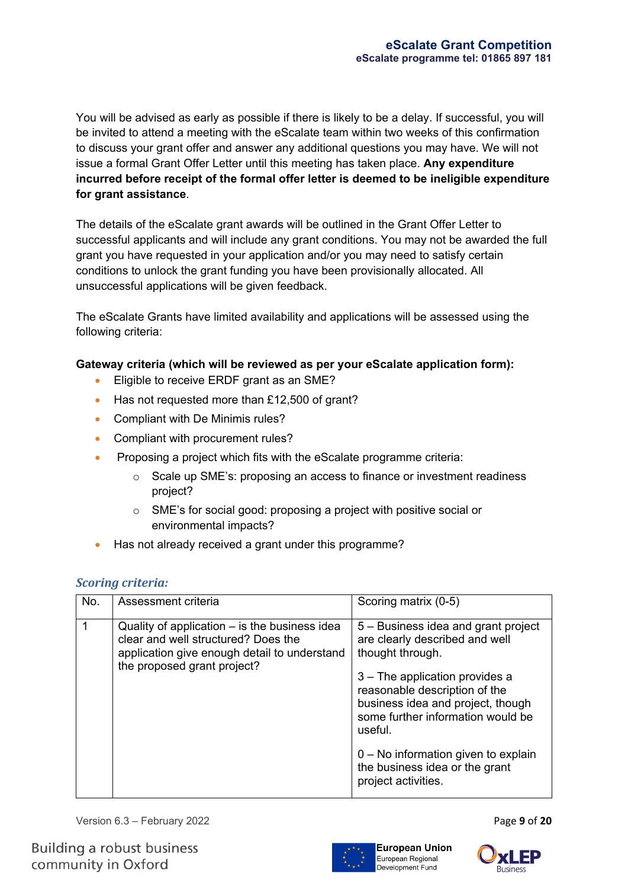You will be advised as early as possible if there is likely to be a delay. If successful, you will be invited to attend a meeting with the eScalate team within two weeks of this confirmation to discuss your grant offer and answer any additional questions you may have. We will not issue a formal Grant Offer Letter until this meeting has taken place. **Any expenditure incurred before receipt of the formal offer letter is deemed to be ineligible expenditure for grant assistance**.

The details of the eScalate grant awards will be outlined in the Grant Offer Letter to successful applicants and will include any grant conditions. You may not be awarded the full grant you have requested in your application and/or you may need to satisfy certain conditions to unlock the grant funding you have been provisionally allocated. All unsuccessful applications will be given feedback.

The eScalate Grants have limited availability and applications will be assessed using the following criteria:

**Gateway criteria (which will be reviewed as per your eScalate application form):**

- Eligible to receive ERDF grant as an SME?
- Has not requested more than £12,500 of grant?
- Compliant with De Minimis rules?
- Compliant with procurement rules?
- Proposing a project which fits with the eScalate programme criteria:
  - Scale up SME's: proposing an access to finance or investment readiness project?
  - SME's for social good: proposing a project with positive social or environmental impacts?
- Has not already received a grant under this programme?

### *Scoring criteria:*

| No. | Assessment criteria | Scoring matrix (0-5) |
|---|---|---|
| 1 | Quality of application – is the business idea clear and well structured? Does the application give enough detail to understand the proposed grant project? | 5 – Business idea and grant project are clearly described and well thought through.<br><br>3 – The application provides a reasonable description of the business idea and project, though some further information would be useful.<br><br>0 – No information given to explain the business idea or the grant project activities. |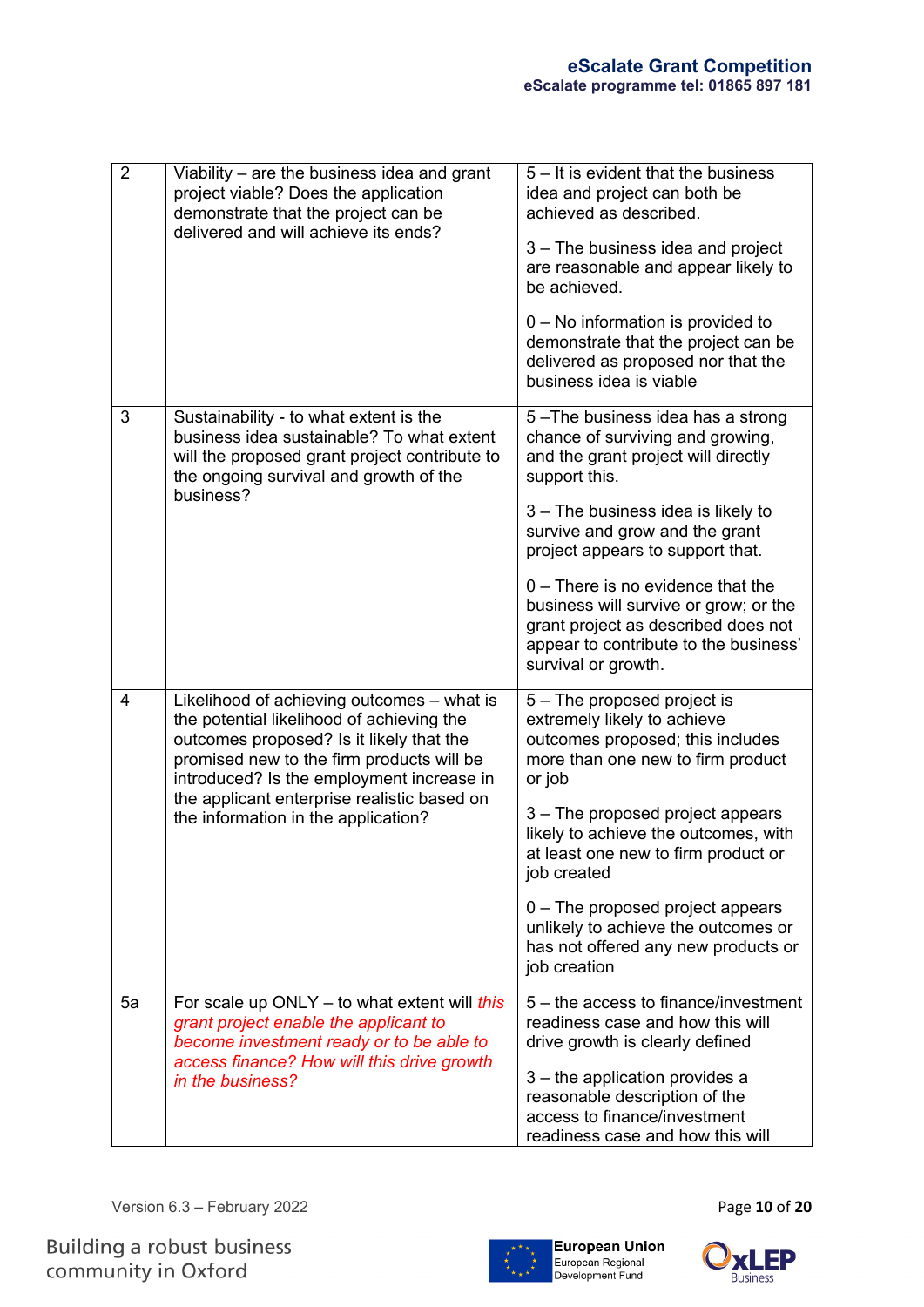| | | |
|---|---|---|
| 2 | Viability – are the business idea and grant project viable? Does the application demonstrate that the project can be delivered and will achieve its ends? | 5 – It is evident that the business idea and project can both be achieved as described.<br><br>3 – The business idea and project are reasonable and appear likely to be achieved.<br><br>0 – No information is provided to demonstrate that the project can be delivered as proposed nor that the business idea is viable |
| 3 | Sustainability - to what extent is the business idea sustainable? To what extent will the proposed grant project contribute to the ongoing survival and growth of the business? | 5 –The business idea has a strong chance of surviving and growing, and the grant project will directly support this.<br><br>3 – The business idea is likely to survive and grow and the grant project appears to support that.<br><br>0 – There is no evidence that the business will survive or grow; or the grant project as described does not appear to contribute to the business' survival or growth. |
| 4 | Likelihood of achieving outcomes – what is the potential likelihood of achieving the outcomes proposed? Is it likely that the promised new to the firm products will be introduced? Is the employment increase in the applicant enterprise realistic based on the information in the application? | 5 – The proposed project is extremely likely to achieve outcomes proposed; this includes more than one new to firm product or job<br><br>3 – The proposed project appears likely to achieve the outcomes, with at least one new to firm product or job created<br><br>0 – The proposed project appears unlikely to achieve the outcomes or has not offered any new products or job creation |
| 5a | For scale up ONLY – to what extent will *this grant project enable the applicant to become investment ready or to be able to access finance? How will this drive growth in the business?* | 5 – the access to finance/investment readiness case and how this will drive growth is clearly defined<br><br>3 – the application provides a reasonable description of the access to finance/investment readiness case and how this will |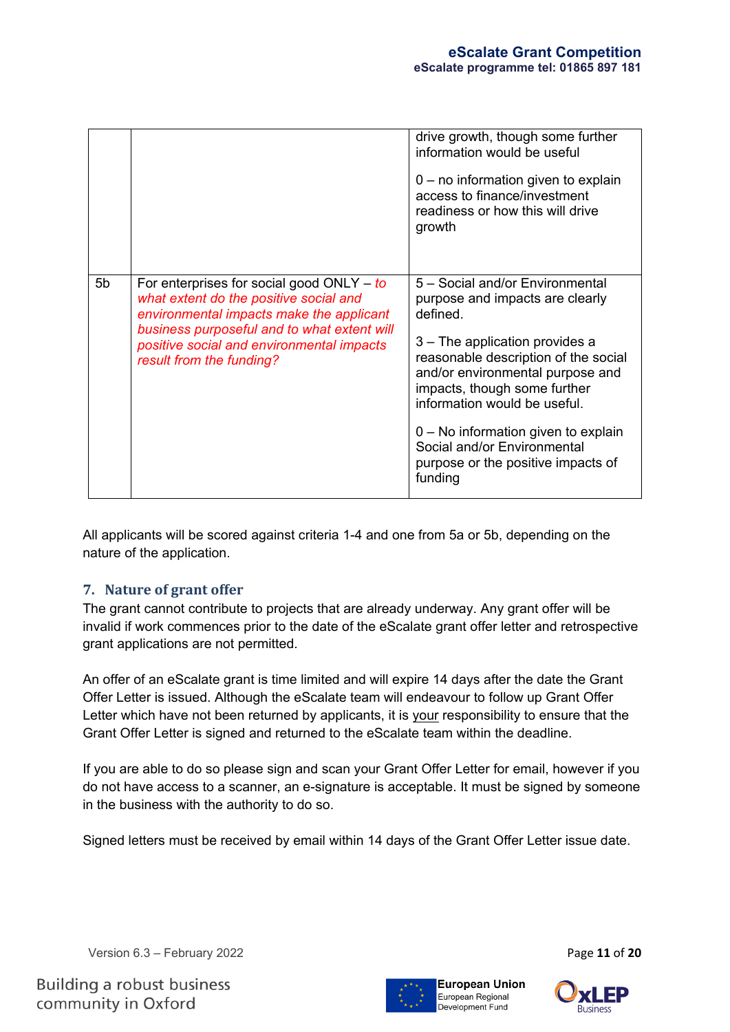| | | |
|---|---|---|
| | | drive growth, though some further information would be useful<br><br>0 – no information given to explain access to finance/investment readiness or how this will drive growth |
| 5b | For enterprises for social good ONLY – *to what extent do the positive social and environmental impacts make the applicant business purposeful and to what extent will positive social and environmental impacts result from the funding?* | 5 – Social and/or Environmental purpose and impacts are clearly defined.<br><br>3 – The application provides a reasonable description of the social and/or environmental purpose and impacts, though some further information would be useful.<br><br>0 – No information given to explain Social and/or Environmental purpose or the positive impacts of funding |

All applicants will be scored against criteria 1-4 and one from 5a or 5b, depending on the nature of the application.

## 7. Nature of grant offer

The grant cannot contribute to projects that are already underway. Any grant offer will be invalid if work commences prior to the date of the eScalate grant offer letter and retrospective grant applications are not permitted.

An offer of an eScalate grant is time limited and will expire 14 days after the date the Grant Offer Letter is issued. Although the eScalate team will endeavour to follow up Grant Offer Letter which have not been returned by applicants, it is your responsibility to ensure that the Grant Offer Letter is signed and returned to the eScalate team within the deadline.

If you are able to do so please sign and scan your Grant Offer Letter for email, however if you do not have access to a scanner, an e-signature is acceptable. It must be signed by someone in the business with the authority to do so.

Signed letters must be received by email within 14 days of the Grant Offer Letter issue date.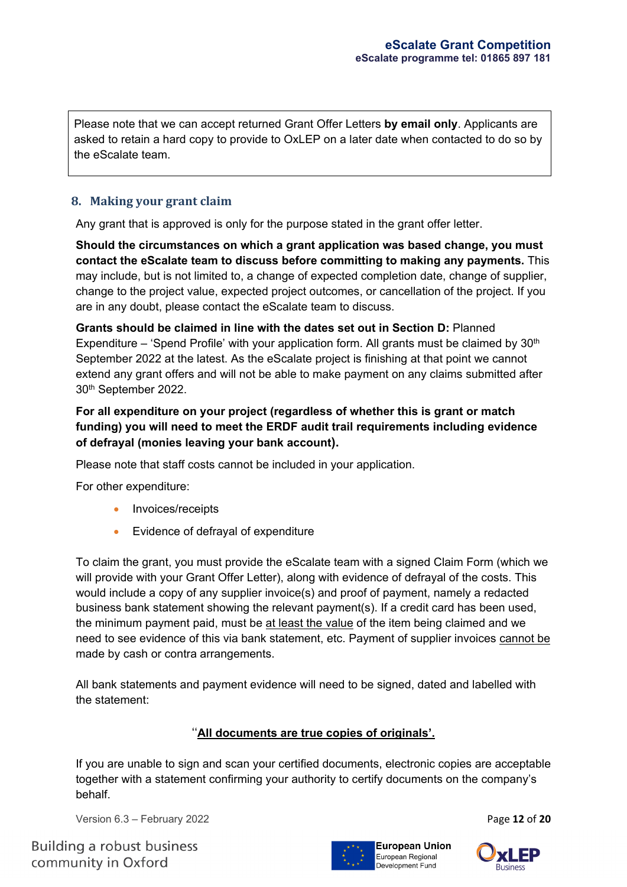Please note that we can accept returned Grant Offer Letters **by email only**. Applicants are asked to retain a hard copy to provide to OxLEP on a later date when contacted to do so by the eScalate team.

## 8. Making your grant claim

Any grant that is approved is only for the purpose stated in the grant offer letter.

**Should the circumstances on which a grant application was based change, you must contact the eScalate team to discuss before committing to making any payments.** This may include, but is not limited to, a change of expected completion date, change of supplier, change to the project value, expected project outcomes, or cancellation of the project. If you are in any doubt, please contact the eScalate team to discuss.

**Grants should be claimed in line with the dates set out in Section D:** Planned Expenditure – 'Spend Profile' with your application form. All grants must be claimed by 30th September 2022 at the latest. As the eScalate project is finishing at that point we cannot extend any grant offers and will not be able to make payment on any claims submitted after 30th September 2022.

**For all expenditure on your project (regardless of whether this is grant or match funding) you will need to meet the ERDF audit trail requirements including evidence of defrayal (monies leaving your bank account).**

Please note that staff costs cannot be included in your application.

For other expenditure:

- Invoices/receipts
- Evidence of defrayal of expenditure

To claim the grant, you must provide the eScalate team with a signed Claim Form (which we will provide with your Grant Offer Letter), along with evidence of defrayal of the costs. This would include a copy of any supplier invoice(s) and proof of payment, namely a redacted business bank statement showing the relevant payment(s). If a credit card has been used, the minimum payment paid, must be at least the value of the item being claimed and we need to see evidence of this via bank statement, etc. Payment of supplier invoices cannot be made by cash or contra arrangements.

All bank statements and payment evidence will need to be signed, dated and labelled with the statement:

'**All documents are true copies of originals'.**

If you are unable to sign and scan your certified documents, electronic copies are acceptable together with a statement confirming your authority to certify documents on the company's behalf.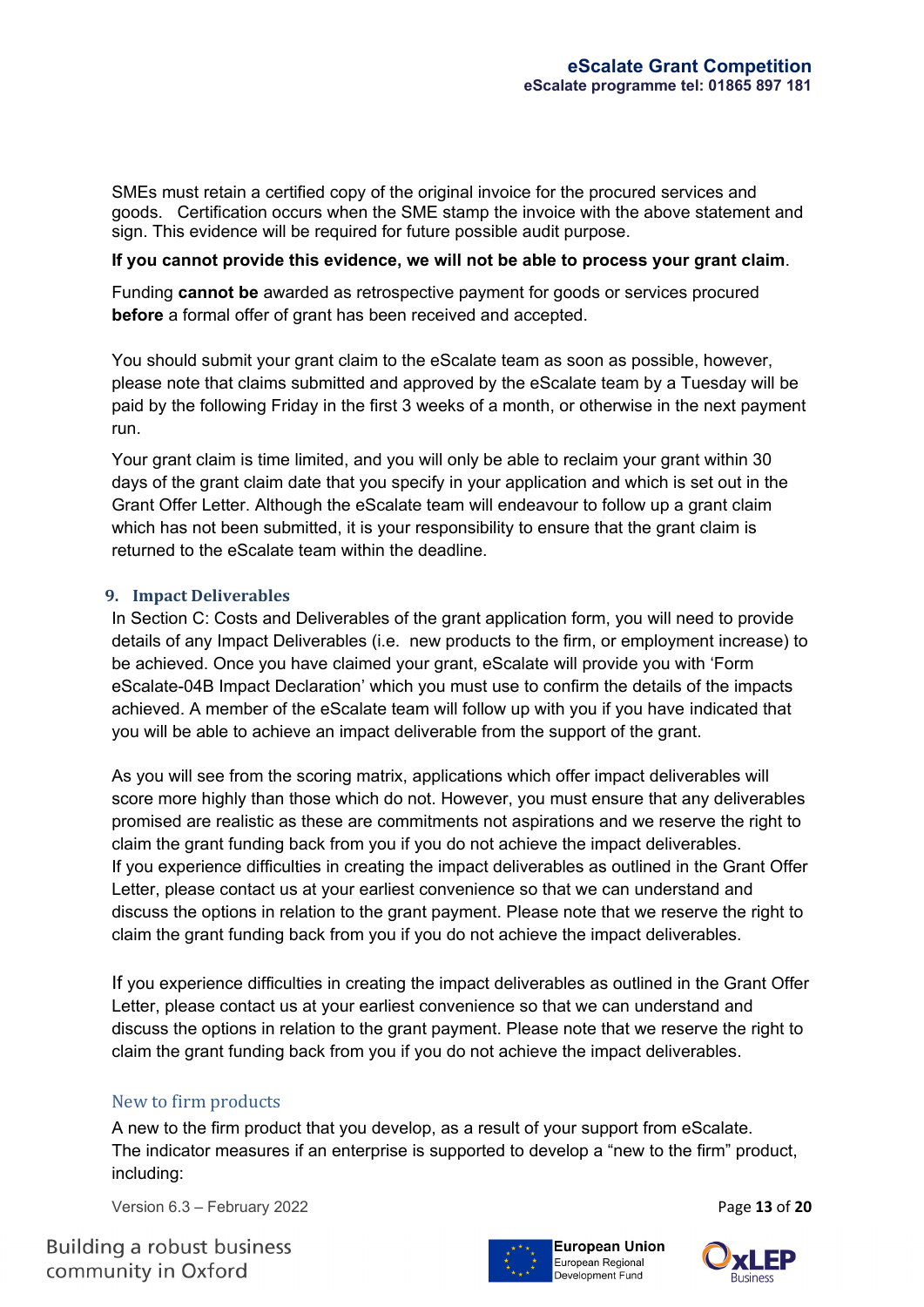SMEs must retain a certified copy of the original invoice for the procured services and goods. Certification occurs when the SME stamp the invoice with the above statement and sign. This evidence will be required for future possible audit purpose.

**If you cannot provide this evidence, we will not be able to process your grant claim**.

Funding **cannot be** awarded as retrospective payment for goods or services procured **before** a formal offer of grant has been received and accepted.

You should submit your grant claim to the eScalate team as soon as possible, however, please note that claims submitted and approved by the eScalate team by a Tuesday will be paid by the following Friday in the first 3 weeks of a month, or otherwise in the next payment run.

Your grant claim is time limited, and you will only be able to reclaim your grant within 30 days of the grant claim date that you specify in your application and which is set out in the Grant Offer Letter. Although the eScalate team will endeavour to follow up a grant claim which has not been submitted, it is your responsibility to ensure that the grant claim is returned to the eScalate team within the deadline.

## 9. Impact Deliverables

In Section C: Costs and Deliverables of the grant application form, you will need to provide details of any Impact Deliverables (i.e. new products to the firm, or employment increase) to be achieved. Once you have claimed your grant, eScalate will provide you with 'Form eScalate-04B Impact Declaration' which you must use to confirm the details of the impacts achieved. A member of the eScalate team will follow up with you if you have indicated that you will be able to achieve an impact deliverable from the support of the grant.

As you will see from the scoring matrix, applications which offer impact deliverables will score more highly than those which do not. However, you must ensure that any deliverables promised are realistic as these are commitments not aspirations and we reserve the right to claim the grant funding back from you if you do not achieve the impact deliverables.
If you experience difficulties in creating the impact deliverables as outlined in the Grant Offer Letter, please contact us at your earliest convenience so that we can understand and discuss the options in relation to the grant payment. Please note that we reserve the right to claim the grant funding back from you if you do not achieve the impact deliverables.

If you experience difficulties in creating the impact deliverables as outlined in the Grant Offer Letter, please contact us at your earliest convenience so that we can understand and discuss the options in relation to the grant payment. Please note that we reserve the right to claim the grant funding back from you if you do not achieve the impact deliverables.

### New to firm products

A new to the firm product that you develop, as a result of your support from eScalate.
The indicator measures if an enterprise is supported to develop a "new to the firm" product, including: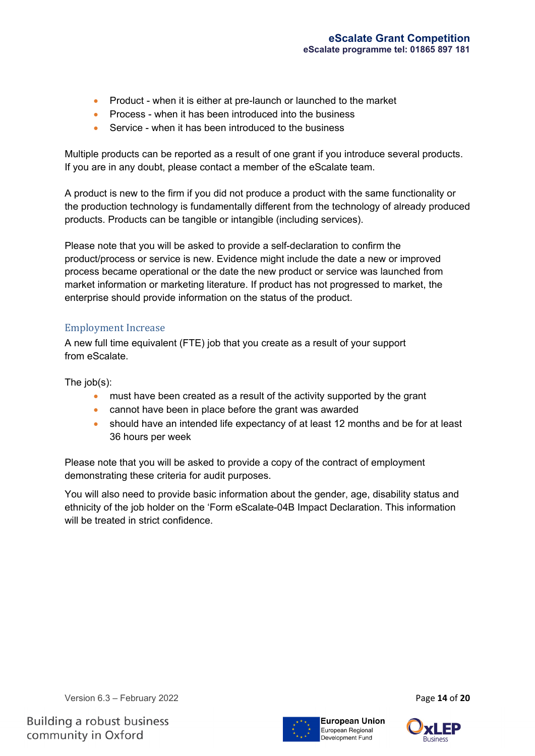- Product - when it is either at pre-launch or launched to the market
- Process - when it has been introduced into the business
- Service - when it has been introduced to the business

Multiple products can be reported as a result of one grant if you introduce several products. If you are in any doubt, please contact a member of the eScalate team.

A product is new to the firm if you did not produce a product with the same functionality or the production technology is fundamentally different from the technology of already produced products. Products can be tangible or intangible (including services).

Please note that you will be asked to provide a self-declaration to confirm the product/process or service is new. Evidence might include the date a new or improved process became operational or the date the new product or service was launched from market information or marketing literature. If product has not progressed to market, the enterprise should provide information on the status of the product.

### Employment Increase

A new full time equivalent (FTE) job that you create as a result of your support from eScalate.

The job(s):

- must have been created as a result of the activity supported by the grant
- cannot have been in place before the grant was awarded
- should have an intended life expectancy of at least 12 months and be for at least 36 hours per week

Please note that you will be asked to provide a copy of the contract of employment demonstrating these criteria for audit purposes.

You will also need to provide basic information about the gender, age, disability status and ethnicity of the job holder on the 'Form eScalate-04B Impact Declaration. This information will be treated in strict confidence.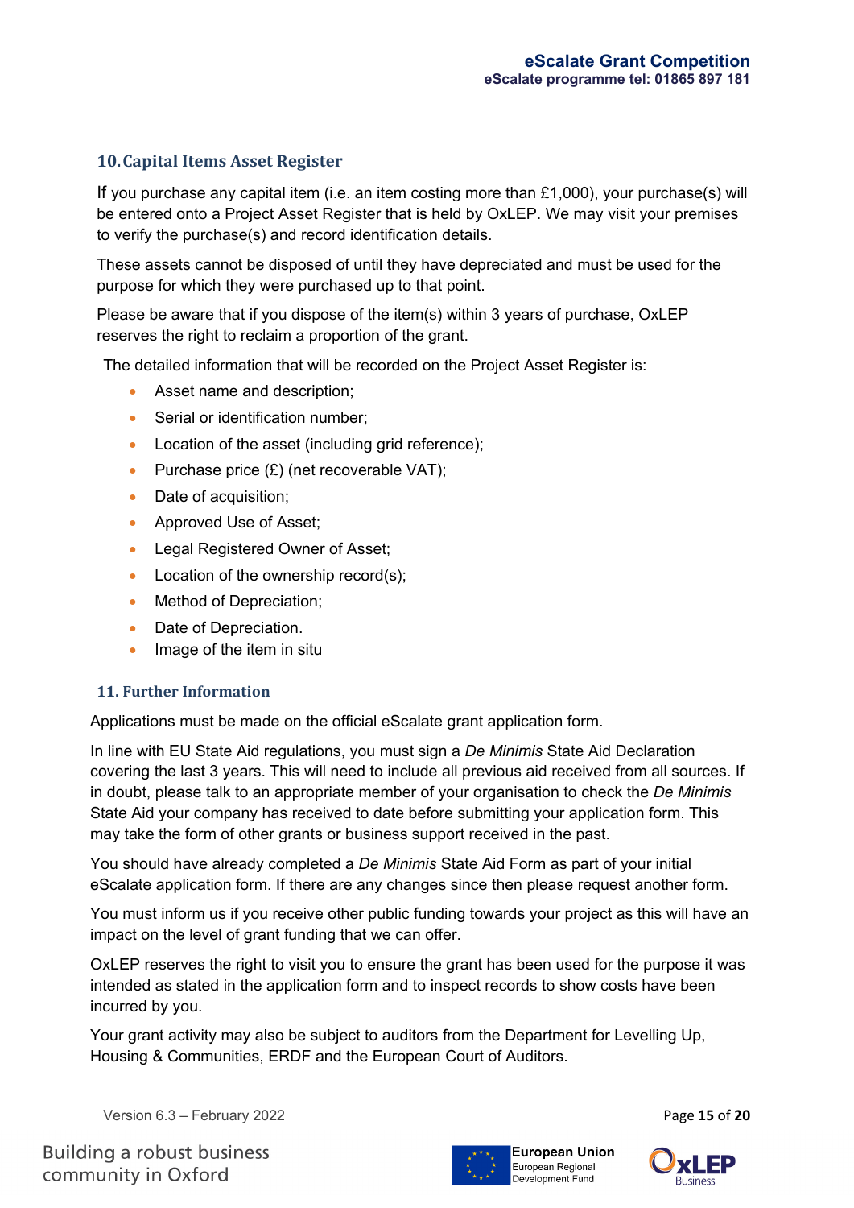## 10. Capital Items Asset Register

If you purchase any capital item (i.e. an item costing more than £1,000), your purchase(s) will be entered onto a Project Asset Register that is held by OxLEP. We may visit your premises to verify the purchase(s) and record identification details.

These assets cannot be disposed of until they have depreciated and must be used for the purpose for which they were purchased up to that point.

Please be aware that if you dispose of the item(s) within 3 years of purchase, OxLEP reserves the right to reclaim a proportion of the grant.

The detailed information that will be recorded on the Project Asset Register is:

- Asset name and description;
- Serial or identification number;
- Location of the asset (including grid reference);
- Purchase price (£) (net recoverable VAT);
- Date of acquisition;
- Approved Use of Asset;
- Legal Registered Owner of Asset;
- Location of the ownership record(s);
- Method of Depreciation;
- Date of Depreciation.
- Image of the item in situ

## 11. Further Information

Applications must be made on the official eScalate grant application form.

In line with EU State Aid regulations, you must sign a *De Minimis* State Aid Declaration covering the last 3 years. This will need to include all previous aid received from all sources. If in doubt, please talk to an appropriate member of your organisation to check the *De Minimis* State Aid your company has received to date before submitting your application form. This may take the form of other grants or business support received in the past.

You should have already completed a *De Minimis* State Aid Form as part of your initial eScalate application form. If there are any changes since then please request another form.

You must inform us if you receive other public funding towards your project as this will have an impact on the level of grant funding that we can offer.

OxLEP reserves the right to visit you to ensure the grant has been used for the purpose it was intended as stated in the application form and to inspect records to show costs have been incurred by you.

Your grant activity may also be subject to auditors from the Department for Levelling Up, Housing & Communities, ERDF and the European Court of Auditors.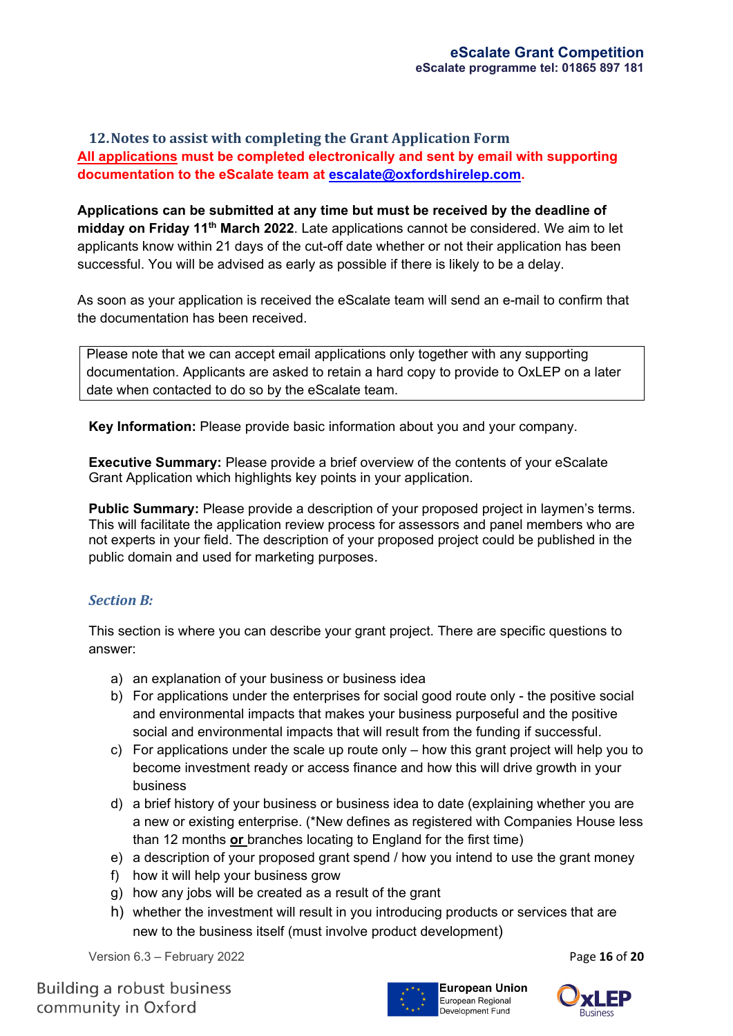## 12. Notes to assist with completing the Grant Application Form

**All applications must be completed electronically and sent by email with supporting documentation to the eScalate team at escalate@oxfordshirelep.com.**

**Applications can be submitted at any time but must be received by the deadline of midday on Friday 11th March 2022**. Late applications cannot be considered. We aim to let applicants know within 21 days of the cut-off date whether or not their application has been successful. You will be advised as early as possible if there is likely to be a delay.

As soon as your application is received the eScalate team will send an e-mail to confirm that the documentation has been received.

> Please note that we can accept email applications only together with any supporting documentation. Applicants are asked to retain a hard copy to provide to OxLEP on a later date when contacted to do so by the eScalate team.

**Key Information:** Please provide basic information about you and your company.

**Executive Summary:** Please provide a brief overview of the contents of your eScalate Grant Application which highlights key points in your application.

**Public Summary:** Please provide a description of your proposed project in laymen's terms. This will facilitate the application review process for assessors and panel members who are not experts in your field. The description of your proposed project could be published in the public domain and used for marketing purposes.

### *Section B:*

This section is where you can describe your grant project. There are specific questions to answer:

a) an explanation of your business or business idea
b) For applications under the enterprises for social good route only - the positive social and environmental impacts that makes your business purposeful and the positive social and environmental impacts that will result from the funding if successful.
c) For applications under the scale up route only – how this grant project will help you to become investment ready or access finance and how this will drive growth in your business
d) a brief history of your business or business idea to date (explaining whether you are a new or existing enterprise. (*New defines as registered with Companies House less than 12 months **or** branches locating to England for the first time)
e) a description of your proposed grant spend / how you intend to use the grant money
f) how it will help your business grow
g) how any jobs will be created as a result of the grant
h) whether the investment will result in you introducing products or services that are new to the business itself (must involve product development)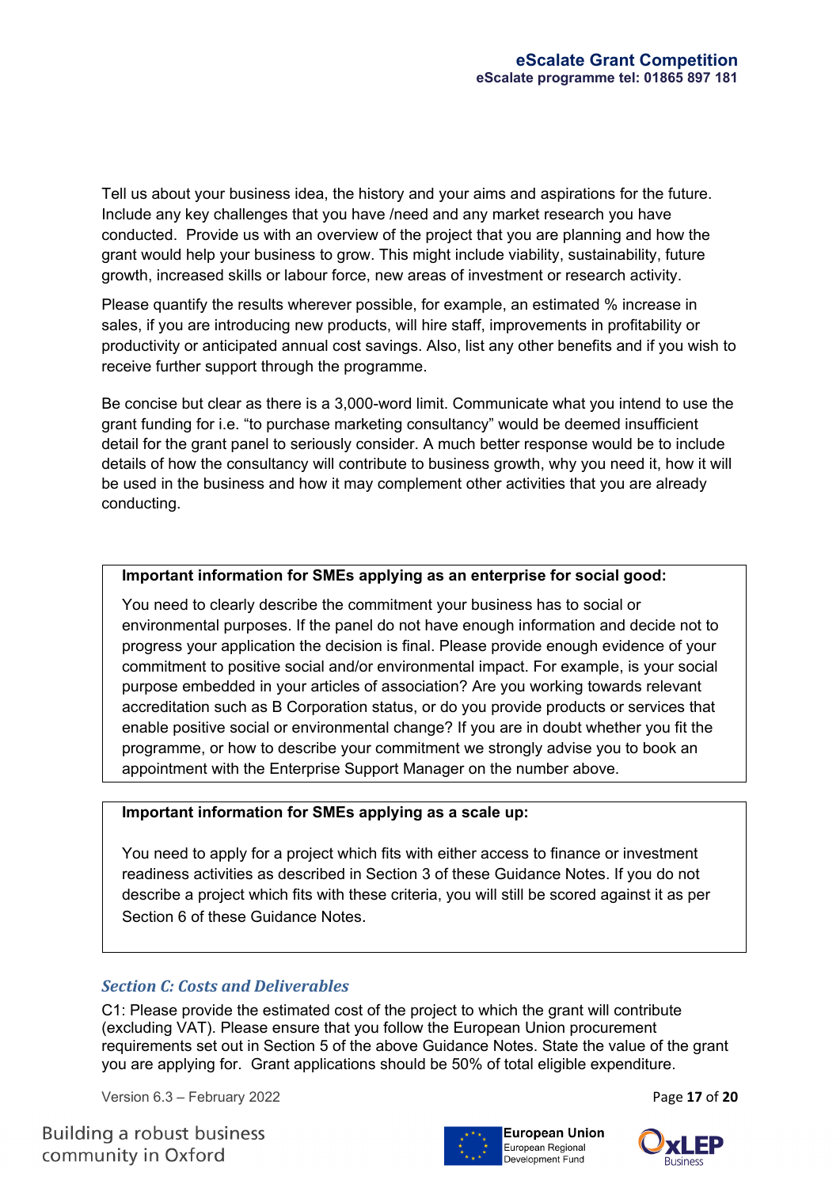Tell us about your business idea, the history and your aims and aspirations for the future. Include any key challenges that you have /need and any market research you have conducted. Provide us with an overview of the project that you are planning and how the grant would help your business to grow. This might include viability, sustainability, future growth, increased skills or labour force, new areas of investment or research activity.

Please quantify the results wherever possible, for example, an estimated % increase in sales, if you are introducing new products, will hire staff, improvements in profitability or productivity or anticipated annual cost savings. Also, list any other benefits and if you wish to receive further support through the programme.

Be concise but clear as there is a 3,000-word limit. Communicate what you intend to use the grant funding for i.e. “to purchase marketing consultancy” would be deemed insufficient detail for the grant panel to seriously consider. A much better response would be to include details of how the consultancy will contribute to business growth, why you need it, how it will be used in the business and how it may complement other activities that you are already conducting.

> **Important information for SMEs applying as an enterprise for social good:**
>
> You need to clearly describe the commitment your business has to social or environmental purposes. If the panel do not have enough information and decide not to progress your application the decision is final. Please provide enough evidence of your commitment to positive social and/or environmental impact. For example, is your social purpose embedded in your articles of association? Are you working towards relevant accreditation such as B Corporation status, or do you provide products or services that enable positive social or environmental change? If you are in doubt whether you fit the programme, or how to describe your commitment we strongly advise you to book an appointment with the Enterprise Support Manager on the number above.

> **Important information for SMEs applying as a scale up:**
>
> You need to apply for a project which fits with either access to finance or investment readiness activities as described in Section 3 of these Guidance Notes. If you do not describe a project which fits with these criteria, you will still be scored against it as per Section 6 of these Guidance Notes.

### *Section C: Costs and Deliverables*

C1: Please provide the estimated cost of the project to which the grant will contribute (excluding VAT). Please ensure that you follow the European Union procurement requirements set out in Section 5 of the above Guidance Notes. State the value of the grant you are applying for. Grant applications should be 50% of total eligible expenditure.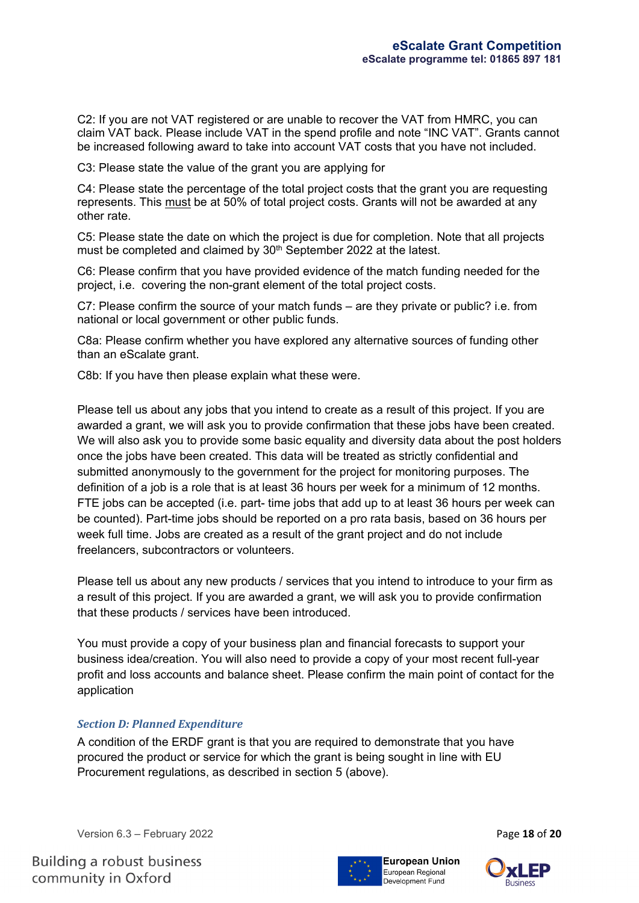C2: If you are not VAT registered or are unable to recover the VAT from HMRC, you can claim VAT back. Please include VAT in the spend profile and note "INC VAT". Grants cannot be increased following award to take into account VAT costs that you have not included.

C3: Please state the value of the grant you are applying for

C4: Please state the percentage of the total project costs that the grant you are requesting represents. This must be at 50% of total project costs. Grants will not be awarded at any other rate.

C5: Please state the date on which the project is due for completion. Note that all projects must be completed and claimed by 30th September 2022 at the latest.

C6: Please confirm that you have provided evidence of the match funding needed for the project, i.e. covering the non-grant element of the total project costs.

C7: Please confirm the source of your match funds – are they private or public? i.e. from national or local government or other public funds.

C8a: Please confirm whether you have explored any alternative sources of funding other than an eScalate grant.

C8b: If you have then please explain what these were.

Please tell us about any jobs that you intend to create as a result of this project. If you are awarded a grant, we will ask you to provide confirmation that these jobs have been created. We will also ask you to provide some basic equality and diversity data about the post holders once the jobs have been created. This data will be treated as strictly confidential and submitted anonymously to the government for the project for monitoring purposes. The definition of a job is a role that is at least 36 hours per week for a minimum of 12 months. FTE jobs can be accepted (i.e. part- time jobs that add up to at least 36 hours per week can be counted). Part-time jobs should be reported on a pro rata basis, based on 36 hours per week full time. Jobs are created as a result of the grant project and do not include freelancers, subcontractors or volunteers.

Please tell us about any new products / services that you intend to introduce to your firm as a result of this project. If you are awarded a grant, we will ask you to provide confirmation that these products / services have been introduced.

You must provide a copy of your business plan and financial forecasts to support your business idea/creation. You will also need to provide a copy of your most recent full-year profit and loss accounts and balance sheet. Please confirm the main point of contact for the application

### *Section D: Planned Expenditure*

A condition of the ERDF grant is that you are required to demonstrate that you have procured the product or service for which the grant is being sought in line with EU Procurement regulations, as described in section 5 (above).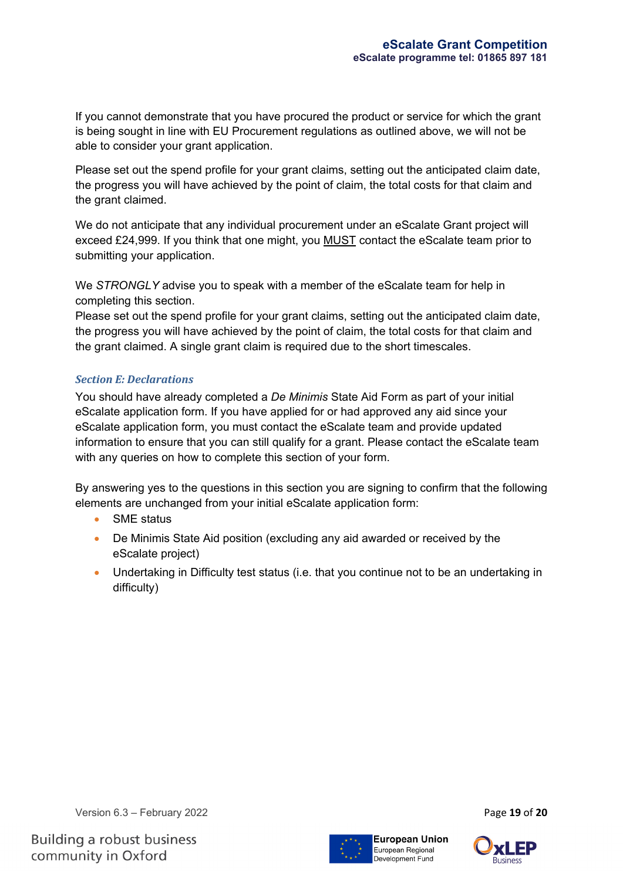If you cannot demonstrate that you have procured the product or service for which the grant is being sought in line with EU Procurement regulations as outlined above, we will not be able to consider your grant application.

Please set out the spend profile for your grant claims, setting out the anticipated claim date, the progress you will have achieved by the point of claim, the total costs for that claim and the grant claimed.

We do not anticipate that any individual procurement under an eScalate Grant project will exceed £24,999. If you think that one might, you <u>MUST</u> contact the eScalate team prior to submitting your application.

We *STRONGLY* advise you to speak with a member of the eScalate team for help in completing this section.
Please set out the spend profile for your grant claims, setting out the anticipated claim date, the progress you will have achieved by the point of claim, the total costs for that claim and the grant claimed. A single grant claim is required due to the short timescales.

### *Section E: Declarations*

You should have already completed a *De Minimis* State Aid Form as part of your initial eScalate application form. If you have applied for or had approved any aid since your eScalate application form, you must contact the eScalate team and provide updated information to ensure that you can still qualify for a grant. Please contact the eScalate team with any queries on how to complete this section of your form.

By answering yes to the questions in this section you are signing to confirm that the following elements are unchanged from your initial eScalate application form:

- SME status
- De Minimis State Aid position (excluding any aid awarded or received by the eScalate project)
- Undertaking in Difficulty test status (i.e. that you continue not to be an undertaking in difficulty)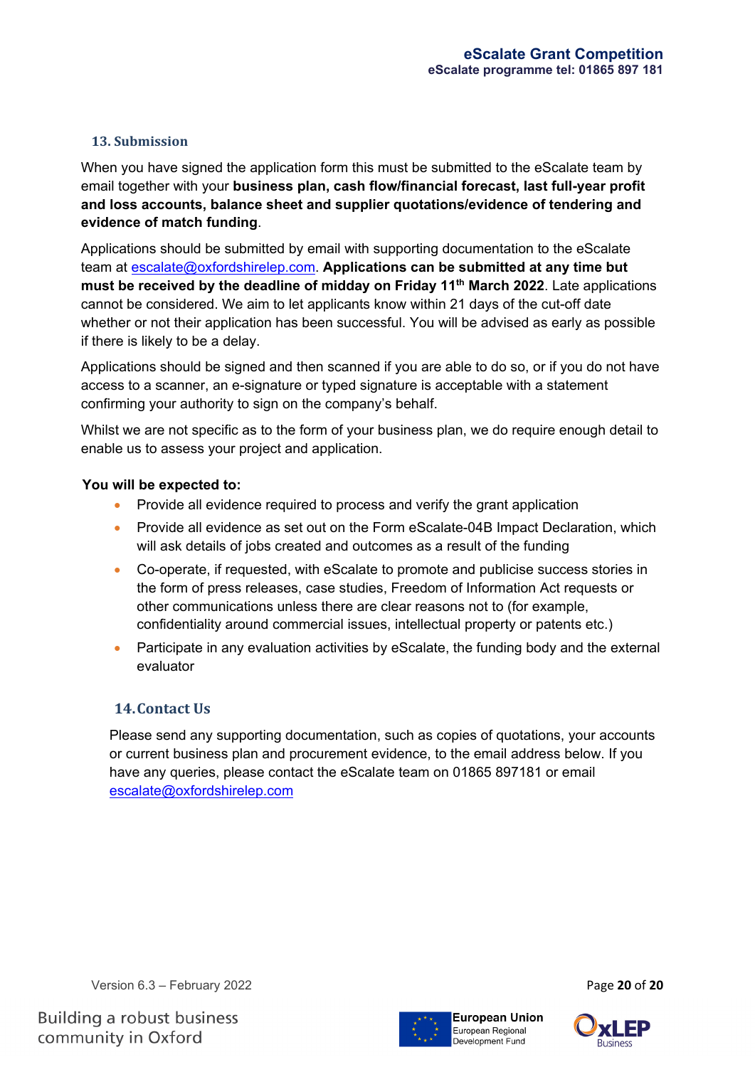## 13. Submission

When you have signed the application form this must be submitted to the eScalate team by email together with your **business plan, cash flow/financial forecast, last full-year profit and loss accounts, balance sheet and supplier quotations/evidence of tendering and evidence of match funding**.

Applications should be submitted by email with supporting documentation to the eScalate team at escalate@oxfordshirelep.com. **Applications can be submitted at any time but must be received by the deadline of midday on Friday 11th March 2022**. Late applications cannot be considered. We aim to let applicants know within 21 days of the cut-off date whether or not their application has been successful. You will be advised as early as possible if there is likely to be a delay.

Applications should be signed and then scanned if you are able to do so, or if you do not have access to a scanner, an e-signature or typed signature is acceptable with a statement confirming your authority to sign on the company's behalf.

Whilst we are not specific as to the form of your business plan, we do require enough detail to enable us to assess your project and application.

**You will be expected to:**

- Provide all evidence required to process and verify the grant application
- Provide all evidence as set out on the Form eScalate-04B Impact Declaration, which will ask details of jobs created and outcomes as a result of the funding
- Co-operate, if requested, with eScalate to promote and publicise success stories in the form of press releases, case studies, Freedom of Information Act requests or other communications unless there are clear reasons not to (for example, confidentiality around commercial issues, intellectual property or patents etc.)
- Participate in any evaluation activities by eScalate, the funding body and the external evaluator

## 14. Contact Us

Please send any supporting documentation, such as copies of quotations, your accounts or current business plan and procurement evidence, to the email address below. If you have any queries, please contact the eScalate team on 01865 897181 or email escalate@oxfordshirelep.com